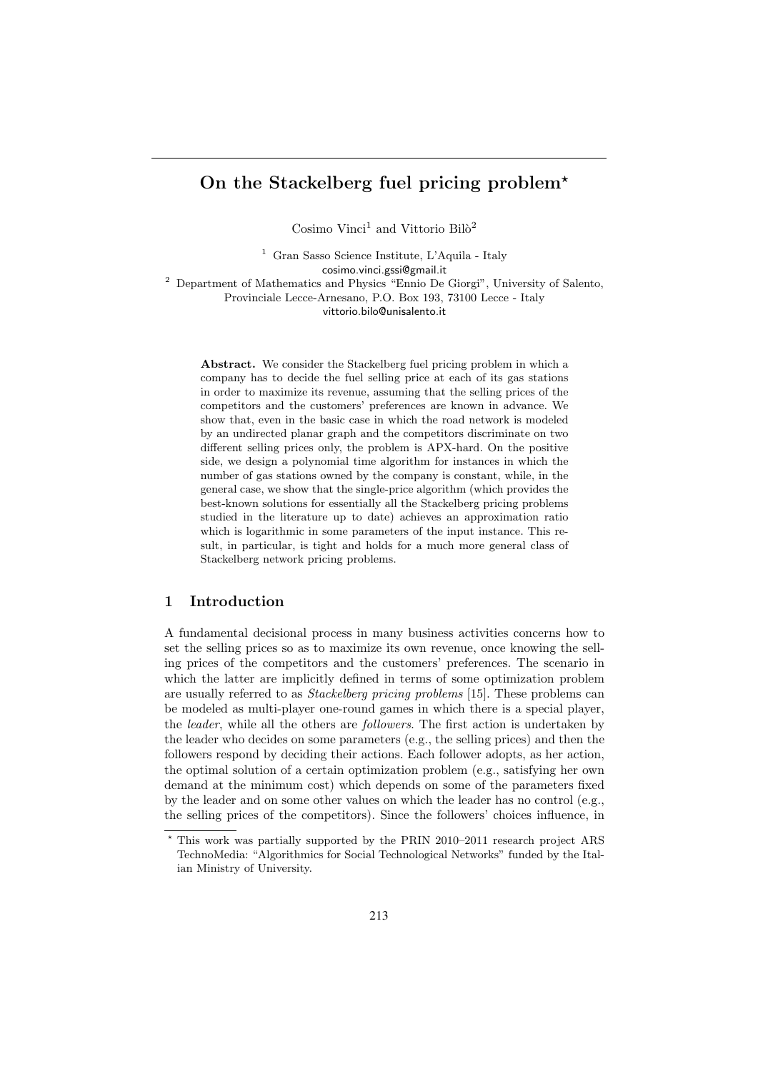# On the Stackelberg fuel pricing problem*

Cosimo Vinci[1] and Vittorio Bilò[2]

[1] Gran Sasso Science Institute, L'Aquila - Italy
cosimo.vinci.gssi@gmail.it

[2] Department of Mathematics and Physics "Ennio De Giorgi", University of Salento, Provinciale Lecce-Arnesano, P.O. Box 193, 73100 Lecce - Italy
vittorio.bilo@unisalento.it

**Abstract.** We consider the Stackelberg fuel pricing problem in which a company has to decide the fuel selling price at each of its gas stations in order to maximize its revenue, assuming that the selling prices of the competitors and the customers' preferences are known in advance. We show that, even in the basic case in which the road network is modeled by an undirected planar graph and the competitors discriminate on two different selling prices only, the problem is APX-hard. On the positive side, we design a polynomial time algorithm for instances in which the number of gas stations owned by the company is constant, while, in the general case, we show that the single-price algorithm (which provides the best-known solutions for essentially all the Stackelberg pricing problems studied in the literature up to date) achieves an approximation ratio which is logarithmic in some parameters of the input instance. This result, in particular, is tight and holds for a much more general class of Stackelberg network pricing problems.

## 1 Introduction

A fundamental decisional process in many business activities concerns how to set the selling prices so as to maximize its own revenue, once knowing the selling prices of the competitors and the customers' preferences. The scenario in which the latter are implicitly defined in terms of some optimization problem are usually referred to as *Stackelberg pricing problems* [15]. These problems can be modeled as multi-player one-round games in which there is a special player, the *leader*, while all the others are *followers*. The first action is undertaken by the leader who decides on some parameters (e.g., the selling prices) and then the followers respond by deciding their actions. Each follower adopts, as her action, the optimal solution of a certain optimization problem (e.g., satisfying her own demand at the minimum cost) which depends on some of the parameters fixed by the leader and on some other values on which the leader has no control (e.g., the selling prices of the competitors). Since the followers' choices influence, in

* This work was partially supported by the PRIN 2010–2011 research project ARS TechnoMedia: "Algorithmics for Social Technological Networks" funded by the Italian Ministry of University.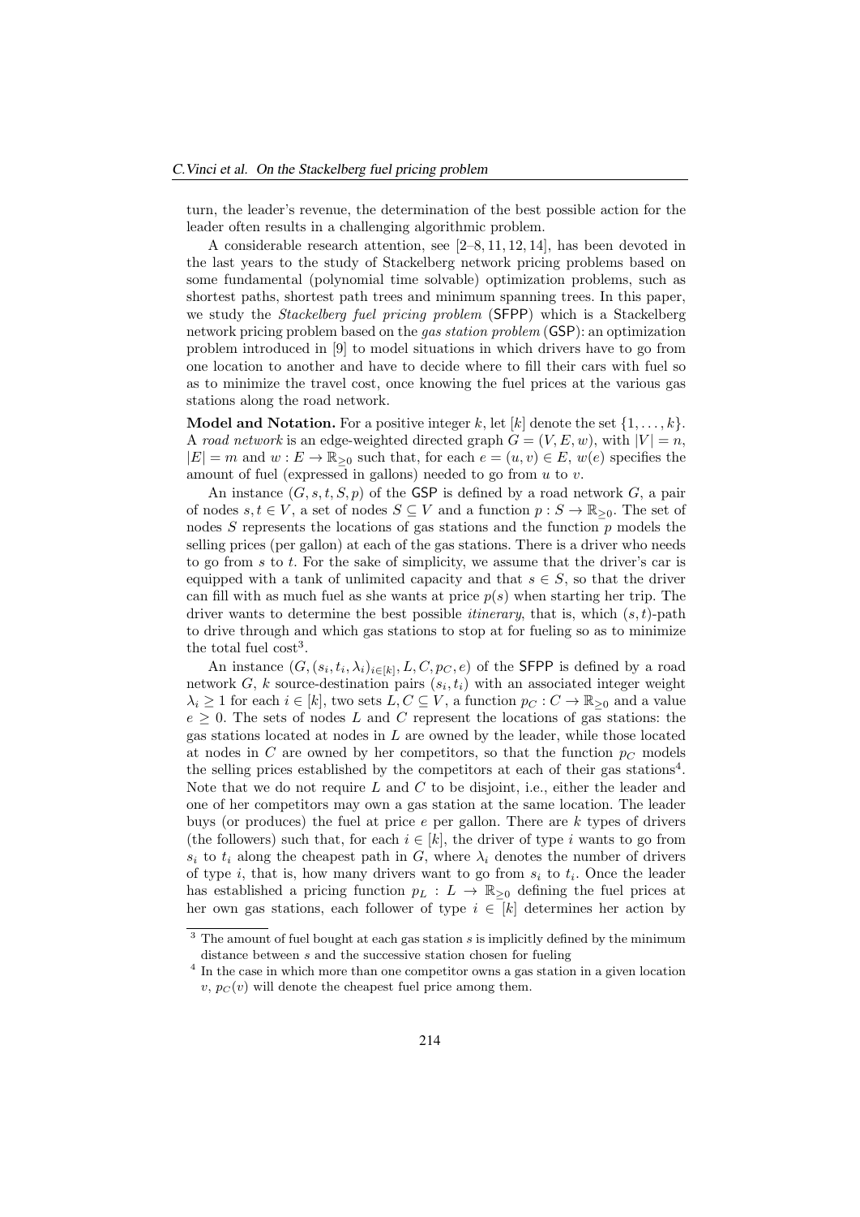turn, the leader's revenue, the determination of the best possible action for the leader often results in a challenging algorithmic problem.

A considerable research attention, see [2–8, 11, 12, 14], has been devoted in the last years to the study of Stackelberg network pricing problems based on some fundamental (polynomial time solvable) optimization problems, such as shortest paths, shortest path trees and minimum spanning trees. In this paper, we study the *Stackelberg fuel pricing problem* (SFPP) which is a Stackelberg network pricing problem based on the *gas station problem* (GSP): an optimization problem introduced in [9] to model situations in which drivers have to go from one location to another and have to decide where to fill their cars with fuel so as to minimize the travel cost, once knowing the fuel prices at the various gas stations along the road network.

**Model and Notation.** For a positive integer $k$, let $[k]$ denote the set $\{1, \ldots, k\}$. A *road network* is an edge-weighted directed graph $G = (V, E, w)$, with $|V| = n$, $|E| = m$ and $w : E \to \mathbb{R}_{\geq 0}$ such that, for each $e = (u, v) \in E$, $w(e)$ specifies the amount of fuel (expressed in gallons) needed to go from $u$ to $v$.

An instance $(G, s, t, S, p)$ of the GSP is defined by a road network $G$, a pair of nodes $s, t \in V$, a set of nodes $S \subseteq V$ and a function $p : S \to \mathbb{R}_{\geq 0}$. The set of nodes $S$ represents the locations of gas stations and the function $p$ models the selling prices (per gallon) at each of the gas stations. There is a driver who needs to go from $s$ to $t$. For the sake of simplicity, we assume that the driver's car is equipped with a tank of unlimited capacity and that $s \in S$, so that the driver can fill with as much fuel as she wants at price $p(s)$ when starting her trip. The driver wants to determine the best possible *itinerary*, that is, which $(s, t)$-path to drive through and which gas stations to stop at for fueling so as to minimize the total fuel cost[3].

An instance $(G, (s_i, t_i, \lambda_i)_{i \in [k]}, L, C, p_C, e)$ of the SFPP is defined by a road network $G$, $k$ source-destination pairs $(s_i, t_i)$ with an associated integer weight $\lambda_i \geq 1$ for each $i \in [k]$, two sets $L, C \subseteq V$, a function $p_C : C \to \mathbb{R}_{\geq 0}$ and a value $e \geq 0$. The sets of nodes $L$ and $C$ represent the locations of gas stations: the gas stations located at nodes in $L$ are owned by the leader, while those located at nodes in $C$ are owned by her competitors, so that the function $p_C$ models the selling prices established by the competitors at each of their gas stations[4]. Note that we do not require $L$ and $C$ to be disjoint, i.e., either the leader and one of her competitors may own a gas station at the same location. The leader buys (or produces) the fuel at price $e$ per gallon. There are $k$ types of drivers (the followers) such that, for each $i \in [k]$, the driver of type $i$ wants to go from $s_i$ to $t_i$ along the cheapest path in $G$, where $\lambda_i$ denotes the number of drivers of type $i$, that is, how many drivers want to go from $s_i$ to $t_i$. Once the leader has established a pricing function $p_L : L \to \mathbb{R}_{\geq 0}$ defining the fuel prices at her own gas stations, each follower of type $i \in [k]$ determines her action by

[3] The amount of fuel bought at each gas station $s$ is implicitly defined by the minimum distance between $s$ and the successive station chosen for fueling

[4] In the case in which more than one competitor owns a gas station in a given location $v$, $p_C(v)$ will denote the cheapest fuel price among them.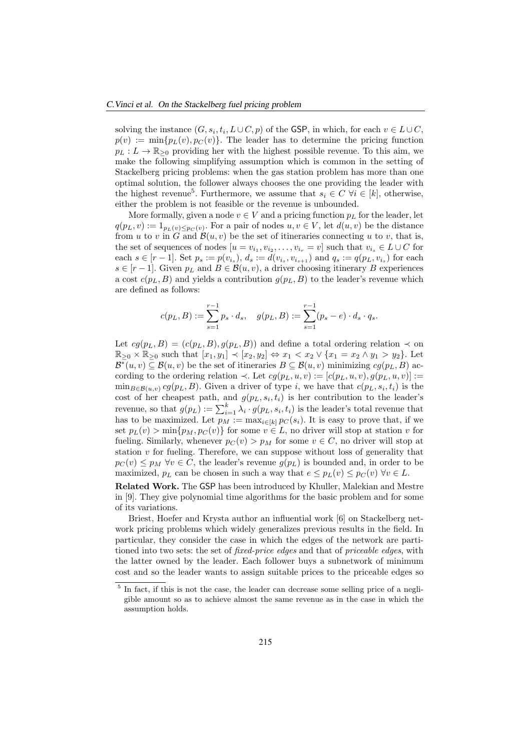solving the instance $(G, s_i, t_i, L \cup C, p)$ of the GSP, in which, for each $v \in L \cup C$, $p(v) := \min\{p_L(v), p_C(v)\}$. The leader has to determine the pricing function $p_L : L \to \mathbb{R}_{\geq 0}$ providing her with the highest possible revenue. To this aim, we make the following simplifying assumption which is common in the setting of Stackelberg pricing problems: when the gas station problem has more than one optimal solution, the follower always chooses the one providing the leader with the highest revenue[5]. Furthermore, we assume that $s_i \in C$ $\forall i \in [k]$, otherwise, either the problem is not feasible or the revenue is unbounded.

More formally, given a node $v \in V$ and a pricing function $p_L$ for the leader, let $q(p_L, v) := 1_{p_L(v) \leq p_C(v)}$. For a pair of nodes $u, v \in V$, let $d(u, v)$ be the distance from $u$ to $v$ in $G$ and $\mathcal{B}(u, v)$ be the set of itineraries connecting $u$ to $v$, that is, the set of sequences of nodes $[u = v_{i_1}, v_{i_2}, \ldots, v_{i_r} = v]$ such that $v_{i_s} \in L \cup C$ for each $s \in [r-1]$. Set $p_s := p(v_{i_s})$, $d_s := d(v_{i_s}, v_{i_{s+1}})$ and $q_s := q(p_L, v_{i_s})$ for each $s \in [r-1]$. Given $p_L$ and $B \in \mathcal{B}(u, v)$, a driver choosing itinerary $B$ experiences a cost $c(p_L, B)$ and yields a contribution $g(p_L, B)$ to the leader's revenue which are defined as follows:

$$c(p_L, B) := \sum_{s=1}^{r-1} p_s \cdot d_s, \quad g(p_L, B) := \sum_{s=1}^{r-1} (p_s - e) \cdot d_s \cdot q_s.$$

Let $cg(p_L, B) = (c(p_L, B), g(p_L, B))$ and define a total ordering relation $\prec$ on $\mathbb{R}_{\geq 0} \times \mathbb{R}_{\geq 0}$ such that $[x_1, y_1] \prec [x_2, y_2] \Leftrightarrow x_1 < x_2 \vee \{x_1 = x_2 \wedge y_1 > y_2\}$. Let $\mathcal{B}^*(u, v) \subseteq \mathcal{B}(u, v)$ be the set of itineraries $B \subseteq \mathcal{B}(u, v)$ minimizing $cg(p_L, B)$ according to the ordering relation $\prec$. Let $cg(p_L, u, v) := [c(p_L, u, v), g(p_L, u, v)] := \min_{B \in \mathcal{B}(u,v)} cg(p_L, B)$. Given a driver of type $i$, we have that $c(p_L, s_i, t_i)$ is the cost of her cheapest path, and $g(p_L, s_i, t_i)$ is her contribution to the leader's revenue, so that $g(p_L) := \sum_{i=1}^{k} \lambda_i \cdot g(p_L, s_i, t_i)$ is the leader's total revenue that has to be maximized. Let $p_M := \max_{i \in [k]} p_C(s_i)$. It is easy to prove that, if we set $p_L(v) > \min\{p_M, p_C(v)\}$ for some $v \in L$, no driver will stop at station $v$ for fueling. Similarly, whenever $p_C(v) > p_M$ for some $v \in C$, no driver will stop at station $v$ for fueling. Therefore, we can suppose without loss of generality that $p_C(v) \leq p_M$ $\forall v \in C$, the leader's revenue $g(p_L)$ is bounded and, in order to be maximized, $p_L$ can be chosen in such a way that $e \leq p_L(v) \leq p_C(v)$ $\forall v \in L$.

**Related Work.** The GSP has been introduced by Khuller, Malekian and Mestre in [9]. They give polynomial time algorithms for the basic problem and for some of its variations.

Briest, Hoefer and Krysta author an influential work [6] on Stackelberg network pricing problems which widely generalizes previous results in the field. In particular, they consider the case in which the edges of the network are partitioned into two sets: the set of *fixed-price edges* and that of *priceable edges*, with the latter owned by the leader. Each follower buys a subnetwork of minimum cost and so the leader wants to assign suitable prices to the priceable edges so

[5] In fact, if this is not the case, the leader can decrease some selling price of a negligible amount so as to achieve almost the same revenue as in the case in which the assumption holds.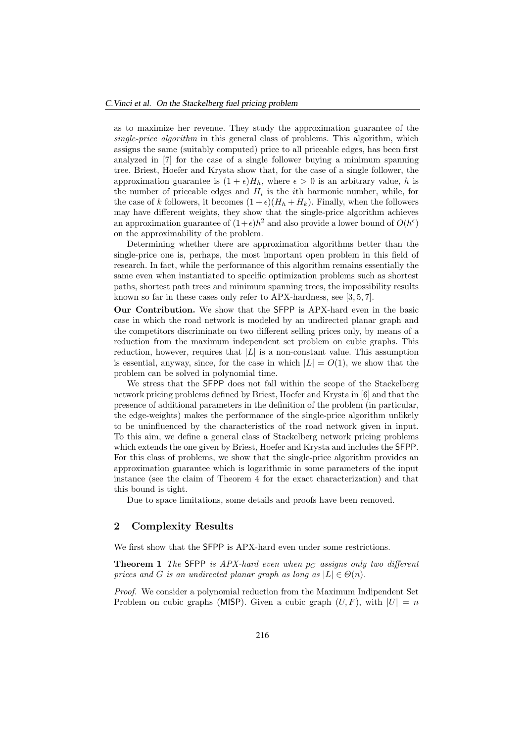as to maximize her revenue. They study the approximation guarantee of the *single-price algorithm* in this general class of problems. This algorithm, which assigns the same (suitably computed) price to all priceable edges, has been first analyzed in [7] for the case of a single follower buying a minimum spanning tree. Briest, Hoefer and Krysta show that, for the case of a single follower, the approximation guarantee is $(1+\epsilon)H_h$, where $\epsilon > 0$ is an arbitrary value, $h$ is the number of priceable edges and $H_i$ is the $i$th harmonic number, while, for the case of $k$ followers, it becomes $(1+\epsilon)(H_h + H_k)$. Finally, when the followers may have different weights, they show that the single-price algorithm achieves an approximation guarantee of $(1+\epsilon)h^2$ and also provide a lower bound of $O(h^\epsilon)$ on the approximability of the problem.

Determining whether there are approximation algorithms better than the single-price one is, perhaps, the most important open problem in this field of research. In fact, while the performance of this algorithm remains essentially the same even when instantiated to specific optimization problems such as shortest paths, shortest path trees and minimum spanning trees, the impossibility results known so far in these cases only refer to APX-hardness, see [3, 5, 7].

**Our Contribution.** We show that the SFPP is APX-hard even in the basic case in which the road network is modeled by an undirected planar graph and the competitors discriminate on two different selling prices only, by means of a reduction from the maximum independent set problem on cubic graphs. This reduction, however, requires that $|L|$ is a non-constant value. This assumption is essential, anyway, since, for the case in which $|L| = O(1)$, we show that the problem can be solved in polynomial time.

We stress that the SFPP does not fall within the scope of the Stackelberg network pricing problems defined by Briest, Hoefer and Krysta in [6] and that the presence of additional parameters in the definition of the problem (in particular, the edge-weights) makes the performance of the single-price algorithm unlikely to be uninfluenced by the characteristics of the road network given in input. To this aim, we define a general class of Stackelberg network pricing problems which extends the one given by Briest, Hoefer and Krysta and includes the SFPP. For this class of problems, we show that the single-price algorithm provides an approximation guarantee which is logarithmic in some parameters of the input instance (see the claim of Theorem 4 for the exact characterization) and that this bound is tight.

Due to space limitations, some details and proofs have been removed.

## 2 Complexity Results

We first show that the SFPP is APX-hard even under some restrictions.

**Theorem 1** *The* SFPP *is APX-hard even when $p_C$ assigns only two different prices and $G$ is an undirected planar graph as long as $|L| \in \Theta(n)$.*

*Proof.* We consider a polynomial reduction from the Maximum Indipendent Set Problem on cubic graphs (MISP). Given a cubic graph $(U, F)$, with $|U| = n$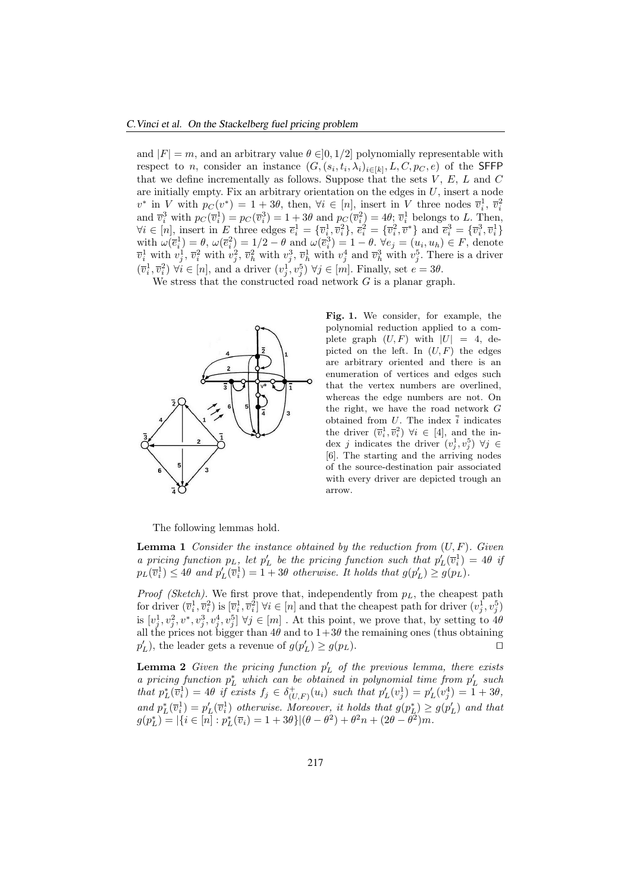and $|F| = m$, and an arbitrary value $\theta \in ]0, 1/2]$ polynomially representable with respect to $n$, consider an instance $(G, (s_i, t_i, \lambda_i)_{i\in[k]}, L, C, p_C, e)$ of the SFFP that we define incrementally as follows. Suppose that the sets $V$, $E$, $L$ and $C$ are initially empty. Fix an arbitrary orientation on the edges in $U$, insert a node $v^*$ in $V$ with $p_C(v^*) = 1 + 3\theta$, then, $\forall i \in [n]$, insert in $V$ three nodes $\overline{v}_i^1$, $\overline{v}_i^2$ and $\overline{v}_i^3$ with $p_C(\overline{v}_i^1) = p_C(\overline{v}_i^3) = 1 + 3\theta$ and $p_C(\overline{v}_i^2) = 4\theta$; $\overline{v}_i^1$ belongs to $L$. Then, $\forall i \in [n]$, insert in $E$ three edges $\overline{e}_i^1 = \{\overline{v}_i^1, \overline{v}_i^2\}$, $\overline{e}_i^2 = \{\overline{v}_i^2, \overline{v}^*\}$ and $\overline{e}_i^3 = \{\overline{v}_i^3, \overline{v}_i^1\}$ with $\omega(\overline{e}_i^1) = \theta$, $\omega(\overline{e}_i^2) = 1/2 - \theta$ and $\omega(\overline{e}_i^3) = 1 - \theta$. $\forall e_j = (u_i, u_h) \in F$, denote $\overline{v}_i^1$ with $v_j^1$, $\overline{v}_i^2$ with $v_j^2$, $\overline{v}_h^3$ with $v_j^3$, $\overline{v}_h^1$ with $v_j^4$ and $\overline{v}_h^3$ with $v_j^5$. There is a driver $(\overline{v}_i^1, \overline{v}_i^2)$ $\forall i \in [n]$, and a driver $(v_j^1, v_j^5)$ $\forall j \in [m]$. Finally, set $e = 3\theta$.

We stress that the constructed road network $G$ is a planar graph.

**Fig. 1.** We consider, for example, the polynomial reduction applied to a complete graph $(U, F)$ with $|U| = 4$, depicted on the left. In $(U, F)$ the edges are arbitrary oriented and there is an enumeration of vertices and edges such that the vertex numbers are overlined, whereas the edge numbers are not. On the right, we have the road network $G$ obtained from $U$. The index $\overline{i}$ indicates the driver $(\overline{v}_i^1, \overline{v}_i^2)$ $\forall i \in [4]$, and the index $j$ indicates the driver $(v_j^1, v_j^5)$ $\forall j \in [6]$. The starting and the arriving nodes of the source-destination pair associated with every driver are depicted trough an arrow.

The following lemmas hold.

**Lemma 1** *Consider the instance obtained by the reduction from $(U, F)$. Given a pricing function $p_L$, let $p'_L$ be the pricing function such that $p'_L(\overline{v}_i^1) = 4\theta$ if $p_L(\overline{v}_i^1) \leq 4\theta$ and $p'_L(\overline{v}_i^1) = 1 + 3\theta$ otherwise. It holds that $g(p'_L) \geq g(p_L)$.*

*Proof (Sketch).* We first prove that, independently from $p_L$, the cheapest path for driver $(\overline{v}_i^1, \overline{v}_i^2)$ is $[\overline{v}_i^1, \overline{v}_i^2]$ $\forall i \in [n]$ and that the cheapest path for driver $(v_j^1, v_j^5)$ is $[v_j^1, v_j^2, v^*, v_j^3, v_j^4, v_j^5]$ $\forall j \in [m]$ . At this point, we prove that, by setting to $4\theta$ all the prices not bigger than $4\theta$ and to $1+3\theta$ the remaining ones (thus obtaining $p'_L$), the leader gets a revenue of $g(p'_L) \geq g(p_L)$. $\square$

**Lemma 2** *Given the pricing function $p'_L$ of the previous lemma, there exists a pricing function $p^*_L$ which can be obtained in polynomial time from $p'_L$ such that $p^*_L(\overline{v}_i^1) = 4\theta$ if exists $f_j \in \delta^+_{(U,F)}(u_i)$ such that $p'_L(v_j^1) = p'_L(v_j^4) = 1 + 3\theta$, and $p^*_L(\overline{v}_i^1) = p'_L(\overline{v}_i^1)$ otherwise. Moreover, it holds that $g(p^*_L) \geq g(p'_L)$ and that $g(p^*_L) = |\{i \in [n] : p^*_L(\overline{v}_i) = 1 + 3\theta\}|(\theta - \theta^2) + \theta^2 n + (2\theta - \theta^2)m$.*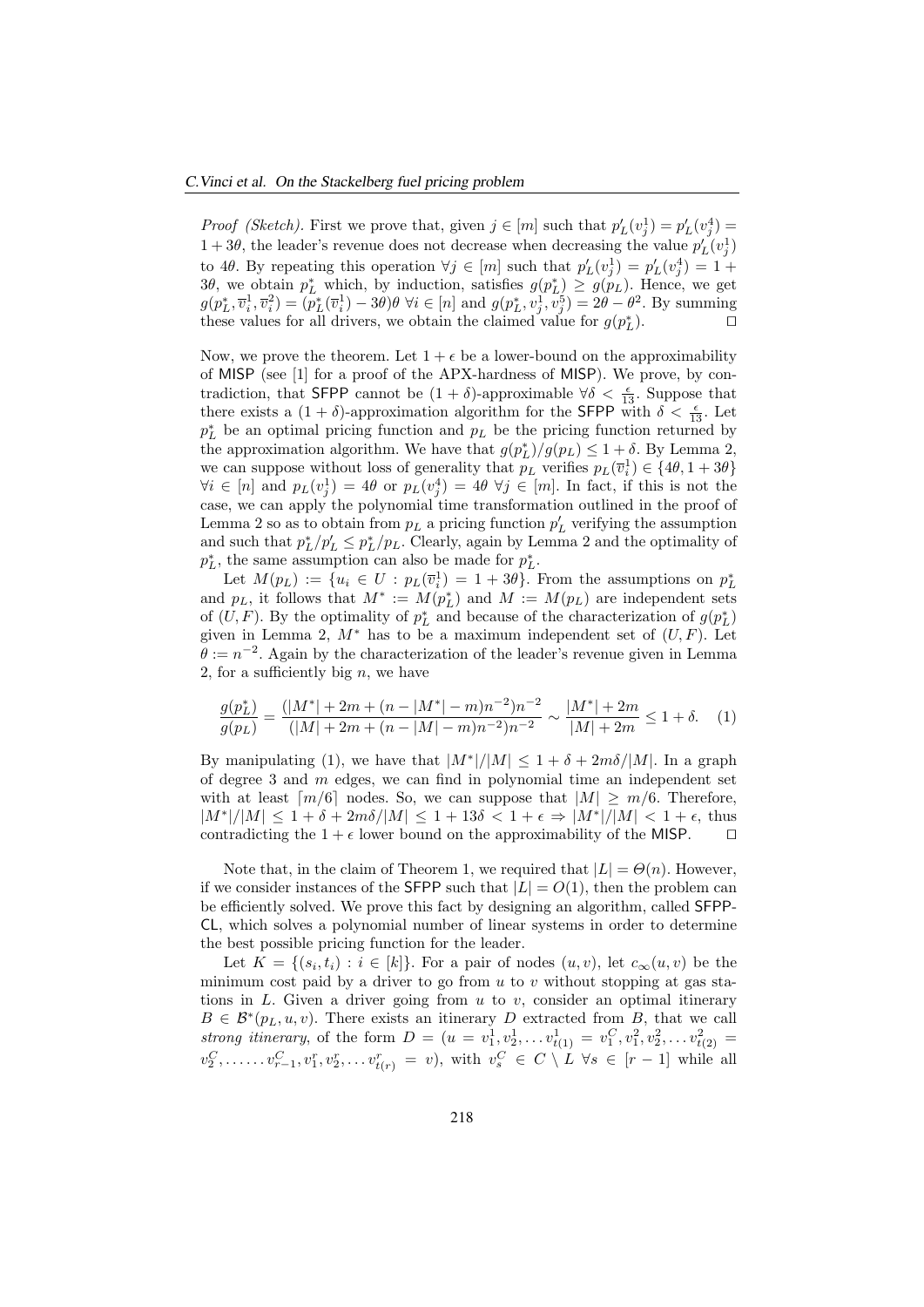*Proof (Sketch).* First we prove that, given $j \in [m]$ such that $p'_L(v^1_j) = p'_L(v^4_j) = 1 + 3\theta$, the leader's revenue does not decrease when decreasing the value $p'_L(v^1_j)$ to $4\theta$. By repeating this operation $\forall j \in [m]$ such that $p'_L(v^1_j) = p'_L(v^4_j) = 1 + 3\theta$, we obtain $p^*_L$ which, by induction, satisfies $g(p^*_L) \geq g(p_L)$. Hence, we get $g(p^*_L, \overline{v}^1_i, \overline{v}^2_i) = (p^*_L(\overline{v}^1_i) - 3\theta)\theta \ \forall i \in [n]$ and $g(p^*_L, v^1_j, v^5_j) = 2\theta - \theta^2$. By summing these values for all drivers, we obtain the claimed value for $g(p^*_L)$. □

Now, we prove the theorem. Let $1 + \epsilon$ be a lower-bound on the approximability of MISP (see [1] for a proof of the APX-hardness of MISP). We prove, by contradiction, that SFPP cannot be $(1 + \delta)$-approximable $\forall \delta < \frac{\epsilon}{13}$. Suppose that there exists a $(1 + \delta)$-approximation algorithm for the SFPP with $\delta < \frac{\epsilon}{13}$. Let $p^*_L$ be an optimal pricing function and $p_L$ be the pricing function returned by the approximation algorithm. We have that $g(p^*_L)/g(p_L) \leq 1 + \delta$. By Lemma 2, we can suppose without loss of generality that $p_L$ verifies $p_L(\overline{v}^1_i) \in \{4\theta, 1 + 3\theta\}$ $\forall i \in [n]$ and $p_L(v^1_j) = 4\theta$ or $p_L(v^4_j) = 4\theta \ \forall j \in [m]$. In fact, if this is not the case, we can apply the polynomial time transformation outlined in the proof of Lemma 2 so as to obtain from $p_L$ a pricing function $p'_L$ verifying the assumption and such that $p^*_L/p'_L \leq p^*_L/p_L$. Clearly, again by Lemma 2 and the optimality of $p^*_L$, the same assumption can also be made for $p^*_L$.

Let $M(p_L) := \{u_i \in U : p_L(\overline{v}^1_i) = 1 + 3\theta\}$. From the assumptions on $p^*_L$ and $p_L$, it follows that $M^* := M(p^*_L)$ and $M := M(p_L)$ are independent sets of $(U, F)$. By the optimality of $p^*_L$ and because of the characterization of $g(p^*_L)$ given in Lemma 2, $M^*$ has to be a maximum independent set of $(U, F)$. Let $\theta := n^{-2}$. Again by the characterization of the leader's revenue given in Lemma 2, for a sufficiently big $n$, we have

$$\frac{g(p^*_L)}{g(p_L)} = \frac{(|M^*| + 2m + (n - |M^*| - m)n^{-2})n^{-2}}{(|M| + 2m + (n - |M| - m)n^{-2})n^{-2}} \sim \frac{|M^*| + 2m}{|M| + 2m} \leq 1 + \delta. \quad (1)$$

By manipulating (1), we have that $|M^*|/|M| \leq 1 + \delta + 2m\delta/|M|$. In a graph of degree 3 and $m$ edges, we can find in polynomial time an independent set with at least $\lceil m/6 \rceil$ nodes. So, we can suppose that $|M| \geq m/6$. Therefore, $|M^*|/|M| \leq 1 + \delta + 2m\delta/|M| \leq 1 + 13\delta < 1 + \epsilon \Rightarrow |M^*|/|M| < 1 + \epsilon$, thus contradicting the $1 + \epsilon$ lower bound on the approximability of the MISP. □

Note that, in the claim of Theorem 1, we required that $|L| = \Theta(n)$. However, if we consider instances of the SFPP such that $|L| = O(1)$, then the problem can be efficiently solved. We prove this fact by designing an algorithm, called SFPP-CL, which solves a polynomial number of linear systems in order to determine the best possible pricing function for the leader.

Let $K = \{(s_i, t_i) : i \in [k]\}$. For a pair of nodes $(u, v)$, let $c_\infty(u, v)$ be the minimum cost paid by a driver to go from $u$ to $v$ without stopping at gas stations in $L$. Given a driver going from $u$ to $v$, consider an optimal itinerary $B \in \mathcal{B}^*(p_L, u, v)$. There exists an itinerary $D$ extracted from $B$, that we call *strong itinerary*, of the form $D = (u = v^1_1, v^1_2, \ldots v^1_{t(1)} = v^C_1, v^2_1, v^2_2, \ldots v^2_{t(2)} = v^C_2, \ldots \ldots v^C_{r-1}, v^r_1, v^r_2, \ldots v^r_{t(r)} = v)$, with $v^C_s \in C \setminus L \ \forall s \in [r - 1]$ while all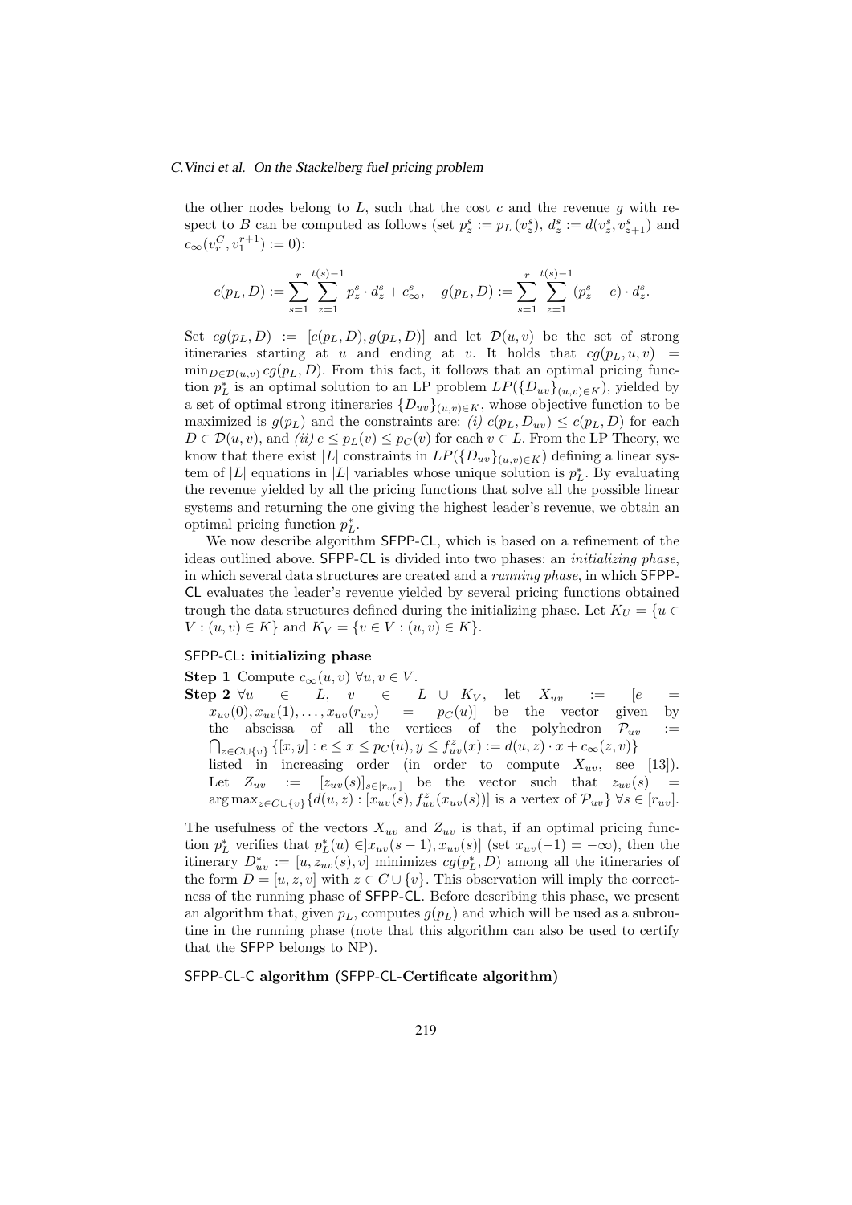the other nodes belong to $L$, such that the cost $c$ and the revenue $g$ with respect to $B$ can be computed as follows (set $p_z^s := p_L(v_z^s)$, $d_z^s := d(v_z^s, v_{z+1}^s)$ and $c_\infty(v_r^C, v_1^{r+1}) := 0$):

$$c(p_L, D) := \sum_{s=1}^{r} \sum_{z=1}^{t(s)-1} p_z^s \cdot d_z^s + c_\infty^s, \quad g(p_L, D) := \sum_{s=1}^{r} \sum_{z=1}^{t(s)-1} (p_z^s - e) \cdot d_z^s.$$

Set $cg(p_L, D) := [c(p_L, D), g(p_L, D)]$ and let $\mathcal{D}(u, v)$ be the set of strong itineraries starting at $u$ and ending at $v$. It holds that $cg(p_L, u, v) = \min_{D \in \mathcal{D}(u,v)} cg(p_L, D)$. From this fact, it follows that an optimal pricing function $p_L^*$ is an optimal solution to an LP problem $LP(\{D_{uv}\}_{(u,v)\in K})$, yielded by a set of optimal strong itineraries $\{D_{uv}\}_{(u,v)\in K}$, whose objective function to be maximized is $g(p_L)$ and the constraints are: *(i)* $c(p_L, D_{uv}) \leq c(p_L, D)$ for each $D \in \mathcal{D}(u, v)$, and *(ii)* $e \leq p_L(v) \leq p_C(v)$ for each $v \in L$. From the LP Theory, we know that there exist $|L|$ constraints in $LP(\{D_{uv}\}_{(u,v)\in K})$ defining a linear system of $|L|$ equations in $|L|$ variables whose unique solution is $p_L^*$. By evaluating the revenue yielded by all the pricing functions that solve all the possible linear systems and returning the one giving the highest leader's revenue, we obtain an optimal pricing function $p_L^*$.

We now describe algorithm SFPP-CL, which is based on a refinement of the ideas outlined above. SFPP-CL is divided into two phases: an *initializing phase*, in which several data structures are created and a *running phase*, in which SFPP-CL evaluates the leader's revenue yielded by several pricing functions obtained trough the data structures defined during the initializing phase. Let $K_U = \{u \in V : (u, v) \in K\}$ and $K_V = \{v \in V : (u, v) \in K\}$.

#### SFPP-CL: initializing phase

**Step 1** Compute $c_\infty(u, v)$ $\forall u, v \in V$.

**Step 2** $\forall u \in L$, $v \in L \cup K_V$, let $X_{uv} := [e = x_{uv}(0), x_{uv}(1), \ldots, x_{uv}(r_{uv}) = p_C(u)]$ be the vector given by the abscissa of all the vertices of the polyhedron $\mathcal{P}_{uv} := \bigcap_{z \in C \cup \{v\}} \{[x, y] : e \leq x \leq p_C(u), y \leq f_{uv}^z(x) := d(u, z) \cdot x + c_\infty(z, v)\}$ listed in increasing order (in order to compute $X_{uv}$, see [13]). Let $Z_{uv} := [z_{uv}(s)]_{s \in [r_{uv}]}$ be the vector such that $z_{uv}(s) = \arg\max_{z \in C \cup \{v\}} \{d(u, z) : [x_{uv}(s), f_{uv}^z(x_{uv}(s))]$ is a vertex of $\mathcal{P}_{uv}\}$ $\forall s \in [r_{uv}]$.

The usefulness of the vectors $X_{uv}$ and $Z_{uv}$ is that, if an optimal pricing function $p_L^*$ verifies that $p_L^*(u) \in ]x_{uv}(s-1), x_{uv}(s)]$ (set $x_{uv}(-1) = -\infty$), then the itinerary $D_{uv}^* := [u, z_{uv}(s), v]$ minimizes $cg(p_L^*, D)$ among all the itineraries of the form $D = [u, z, v]$ with $z \in C \cup \{v\}$. This observation will imply the correctness of the running phase of SFPP-CL. Before describing this phase, we present an algorithm that, given $p_L$, computes $g(p_L)$ and which will be used as a subroutine in the running phase (note that this algorithm can also be used to certify that the SFPP belongs to NP).

#### SFPP-CL-C algorithm (SFPP-CL-Certificate algorithm)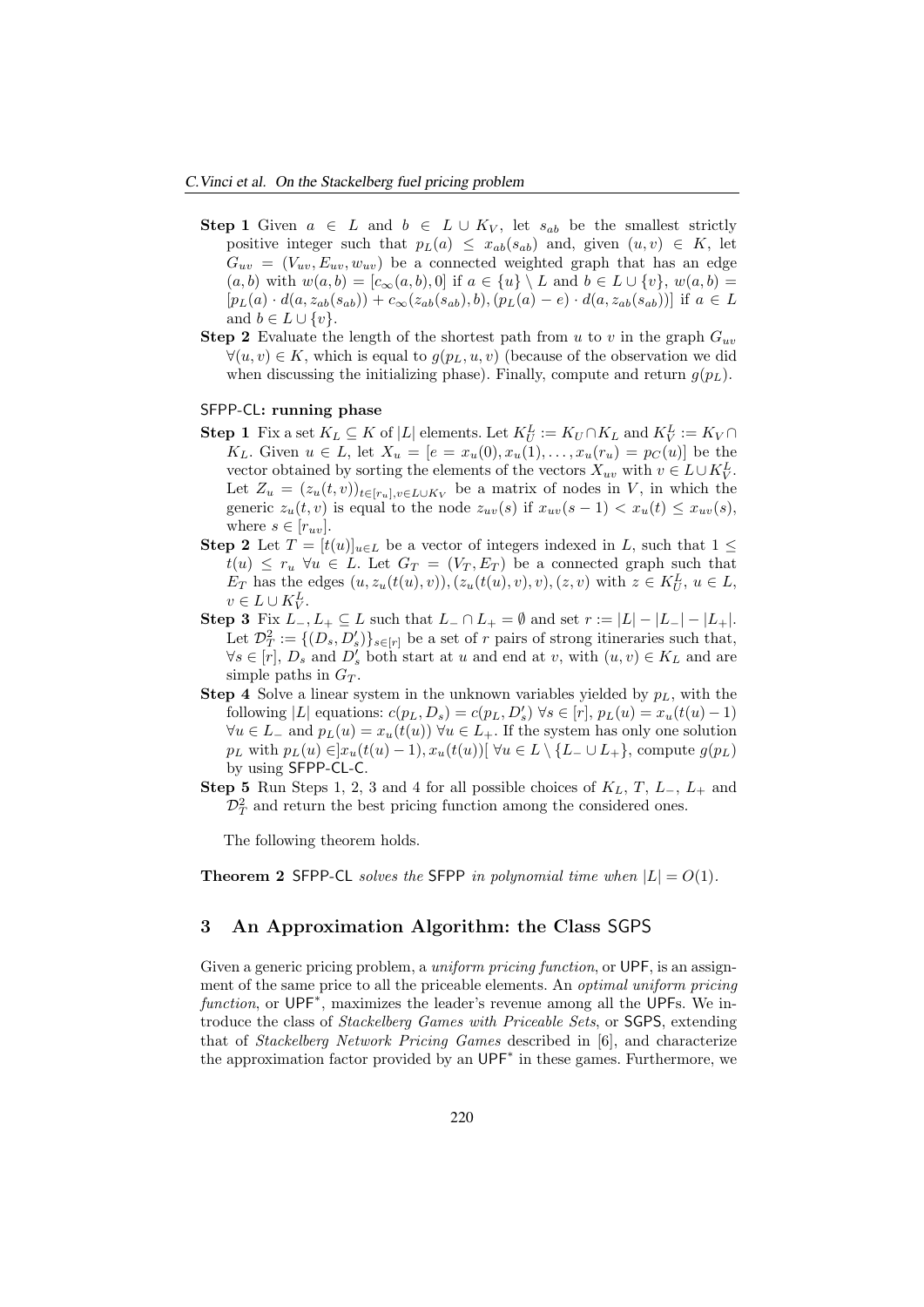**Step 1** Given $a \in L$ and $b \in L \cup K_V$, let $s_{ab}$ be the smallest strictly positive integer such that $p_L(a) \leq x_{ab}(s_{ab})$ and, given $(u, v) \in K$, let $G_{uv} = (V_{uv}, E_{uv}, w_{uv})$ be a connected weighted graph that has an edge $(a, b)$ with $w(a, b) = [c_\infty(a, b), 0]$ if $a \in \{u\} \setminus L$ and $b \in L \cup \{v\}$, $w(a, b) = [p_L(a) \cdot d(a, z_{ab}(s_{ab})) + c_\infty(z_{ab}(s_{ab}), b), (p_L(a) - e) \cdot d(a, z_{ab}(s_{ab}))]$ if $a \in L$ and $b \in L \cup \{v\}$.

**Step 2** Evaluate the length of the shortest path from $u$ to $v$ in the graph $G_{uv}$ $\forall (u, v) \in K$, which is equal to $g(p_L, u, v)$ (because of the observation we did when discussing the initializing phase). Finally, compute and return $g(p_L)$.

#### SFPP-CL: running phase

**Step 1** Fix a set $K_L \subseteq K$ of $|L|$ elements. Let $K_U^L := K_U \cap K_L$ and $K_V^L := K_V \cap K_L$. Given $u \in L$, let $X_u = [e = x_u(0), x_u(1), \ldots, x_u(r_u) = p_C(u)]$ be the vector obtained by sorting the elements of the vectors $X_{uv}$ with $v \in L \cup K_V^L$. Let $Z_u = (z_u(t, v))_{t \in [r_u], v \in L \cup K_V}$ be a matrix of nodes in $V$, in which the generic $z_u(t, v)$ is equal to the node $z_{uv}(s)$ if $x_{uv}(s-1) < x_u(t) \leq x_{uv}(s)$, where $s \in [r_{uv}]$.

**Step 2** Let $T = [t(u)]_{u \in L}$ be a vector of integers indexed in $L$, such that $1 \leq t(u) \leq r_u$ $\forall u \in L$. Let $G_T = (V_T, E_T)$ be a connected graph such that $E_T$ has the edges $(u, z_u(t(u), v)), (z_u(t(u), v), v), (z, v)$ with $z \in K_U^L$, $u \in L$, $v \in L \cup K_V^L$.

**Step 3** Fix $L_-, L_+ \subseteq L$ such that $L_- \cap L_+ = \emptyset$ and set $r := |L| - |L_-| - |L_+|$. Let $\mathcal{D}_T^2 := \{(D_s, D'_s)\}_{s \in [r]}$ be a set of $r$ pairs of strong itineraries such that, $\forall s \in [r]$, $D_s$ and $D'_s$ both start at $u$ and end at $v$, with $(u, v) \in K_L$ and are simple paths in $G_T$.

**Step 4** Solve a linear system in the unknown variables yielded by $p_L$, with the following $|L|$ equations: $c(p_L, D_s) = c(p_L, D'_s)$ $\forall s \in [r]$, $p_L(u) = x_u(t(u) - 1)$ $\forall u \in L_-$ and $p_L(u) = x_u(t(u))$ $\forall u \in L_+$. If the system has only one solution $p_L$ with $p_L(u) \in ]x_u(t(u) - 1), x_u(t(u))[$ $\forall u \in L \setminus \{L_- \cup L_+\}$, compute $g(p_L)$ by using SFPP-CL-C.

**Step 5** Run Steps 1, 2, 3 and 4 for all possible choices of $K_L$, $T$, $L_-$, $L_+$ and $\mathcal{D}_T^2$ and return the best pricing function among the considered ones.

The following theorem holds.

**Theorem 2** *SFPP-CL solves the SFPP in polynomial time when $|L| = O(1)$.*

## 3 An Approximation Algorithm: the Class SGPS

Given a generic pricing problem, a *uniform pricing function*, or UPF, is an assignment of the same price to all the priceable elements. An *optimal uniform pricing function*, or UPF$^*$, maximizes the leader's revenue among all the UPFs. We introduce the class of *Stackelberg Games with Priceable Sets*, or SGPS, extending that of *Stackelberg Network Pricing Games* described in [6], and characterize the approximation factor provided by an UPF$^*$ in these games. Furthermore, we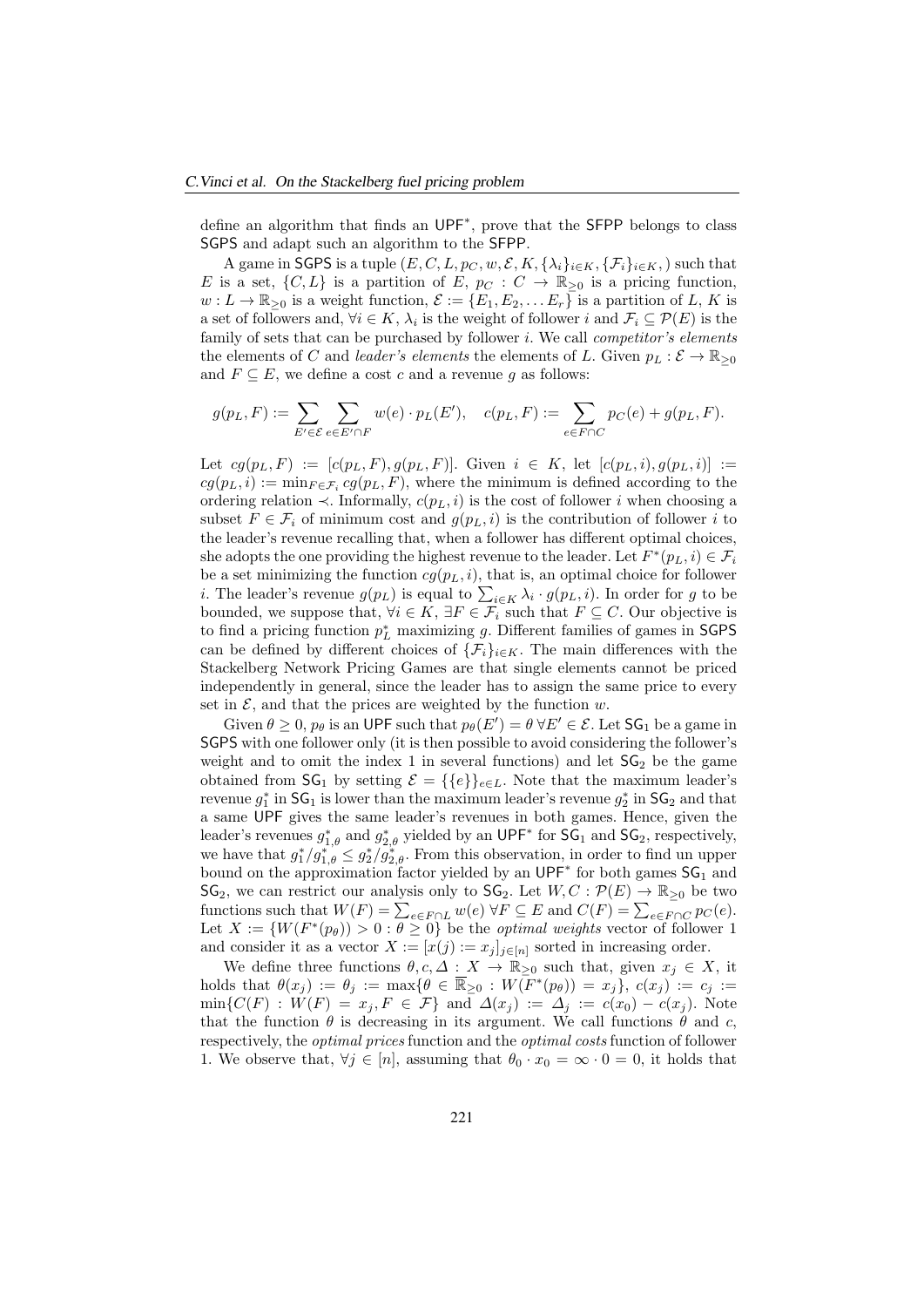define an algorithm that finds an $\mathsf{UPF}^*$, prove that the SFPP belongs to class SGPS and adapt such an algorithm to the SFPP.

A game in SGPS is a tuple $(E, C, L, p_C, w, \mathcal{E}, K, \{\lambda_i\}_{i\in K}, \{\mathcal{F}_i\}_{i\in K},)$ such that $E$ is a set, $\{C, L\}$ is a partition of $E$, $p_C : C \to \mathbb{R}_{\geq 0}$ is a pricing function, $w : L \to \mathbb{R}_{\geq 0}$ is a weight function, $\mathcal{E} := \{E_1, E_2, \ldots E_r\}$ is a partition of $L$, $K$ is a set of followers and, $\forall i \in K$, $\lambda_i$ is the weight of follower $i$ and $\mathcal{F}_i \subseteq \mathcal{P}(E)$ is the family of sets that can be purchased by follower $i$. We call *competitor's elements* the elements of $C$ and *leader's elements* the elements of $L$. Given $p_L : \mathcal{E} \to \mathbb{R}_{\geq 0}$ and $F \subseteq E$, we define a cost $c$ and a revenue $g$ as follows:

$$g(p_L, F) := \sum_{E' \in \mathcal{E}} \sum_{e \in E' \cap F} w(e) \cdot p_L(E'), \quad c(p_L, F) := \sum_{e \in F \cap C} p_C(e) + g(p_L, F).$$

Let $cg(p_L, F) := [c(p_L, F), g(p_L, F)]$. Given $i \in K$, let $[c(p_L, i), g(p_L, i)] := cg(p_L, i) := \min_{F \in \mathcal{F}_i} cg(p_L, F)$, where the minimum is defined according to the ordering relation $\prec$. Informally, $c(p_L, i)$ is the cost of follower $i$ when choosing a subset $F \in \mathcal{F}_i$ of minimum cost and $g(p_L, i)$ is the contribution of follower $i$ to the leader's revenue recalling that, when a follower has different optimal choices, she adopts the one providing the highest revenue to the leader. Let $F^*(p_L, i) \in \mathcal{F}_i$ be a set minimizing the function $cg(p_L, i)$, that is, an optimal choice for follower $i$. The leader's revenue $g(p_L)$ is equal to $\sum_{i \in K} \lambda_i \cdot g(p_L, i)$. In order for $g$ to be bounded, we suppose that, $\forall i \in K$, $\exists F \in \mathcal{F}_i$ such that $F \subseteq C$. Our objective is to find a pricing function $p_L^*$ maximizing $g$. Different families of games in SGPS can be defined by different choices of $\{\mathcal{F}_i\}_{i \in K}$. The main differences with the Stackelberg Network Pricing Games are that single elements cannot be priced independently in general, since the leader has to assign the same price to every set in $\mathcal{E}$, and that the prices are weighted by the function $w$.

Given $\theta \geq 0$, $p_\theta$ is an UPF such that $p_\theta(E') = \theta \; \forall E' \in \mathcal{E}$. Let $\mathsf{SG}_1$ be a game in SGPS with one follower only (it is then possible to avoid considering the follower's weight and to omit the index 1 in several functions) and let $\mathsf{SG}_2$ be the game obtained from $\mathsf{SG}_1$ by setting $\mathcal{E} = \{\{e\}\}_{e \in L}$. Note that the maximum leader's revenue $g_1^*$ in $\mathsf{SG}_1$ is lower than the maximum leader's revenue $g_2^*$ in $\mathsf{SG}_2$ and that a same UPF gives the same leader's revenues in both games. Hence, given the leader's revenues $g_{1,\theta}^*$ and $g_{2,\theta}^*$ yielded by an $\mathsf{UPF}^*$ for $\mathsf{SG}_1$ and $\mathsf{SG}_2$, respectively, we have that $g_1^*/g_{1,\theta}^* \leq g_2^*/g_{2,\theta}^*$. From this observation, in order to find un upper bound on the approximation factor yielded by an $\mathsf{UPF}^*$ for both games $\mathsf{SG}_1$ and $\mathsf{SG}_2$, we can restrict our analysis only to $\mathsf{SG}_2$. Let $W, C : \mathcal{P}(E) \to \mathbb{R}_{\geq 0}$ be two functions such that $W(F) = \sum_{e \in F \cap L} w(e) \; \forall F \subseteq E$ and $C(F) = \sum_{e \in F \cap C} p_C(e)$. Let $X := \{W(F^*(p_\theta)) > 0 : \theta \geq 0\}$ be the *optimal weights* vector of follower 1 and consider it as a vector $X := [x(j) := x_j]_{j \in [n]}$ sorted in increasing order.

We define three functions $\theta, c, \Delta : X \to \mathbb{R}_{\geq 0}$ such that, given $x_j \in X$, it holds that $\theta(x_j) := \theta_j := \max\{\theta \in \overline{\mathbb{R}}_{\geq 0} : W(F^*(p_\theta)) = x_j\}$, $c(x_j) := c_j := \min\{C(F) : W(F) = x_j, F \in \mathcal{F}\}$ and $\Delta(x_j) := \Delta_j := c(x_0) - c(x_j)$. Note that the function $\theta$ is decreasing in its argument. We call functions $\theta$ and $c$, respectively, the *optimal prices* function and the *optimal costs* function of follower 1. We observe that, $\forall j \in [n]$, assuming that $\theta_0 \cdot x_0 = \infty \cdot 0 = 0$, it holds that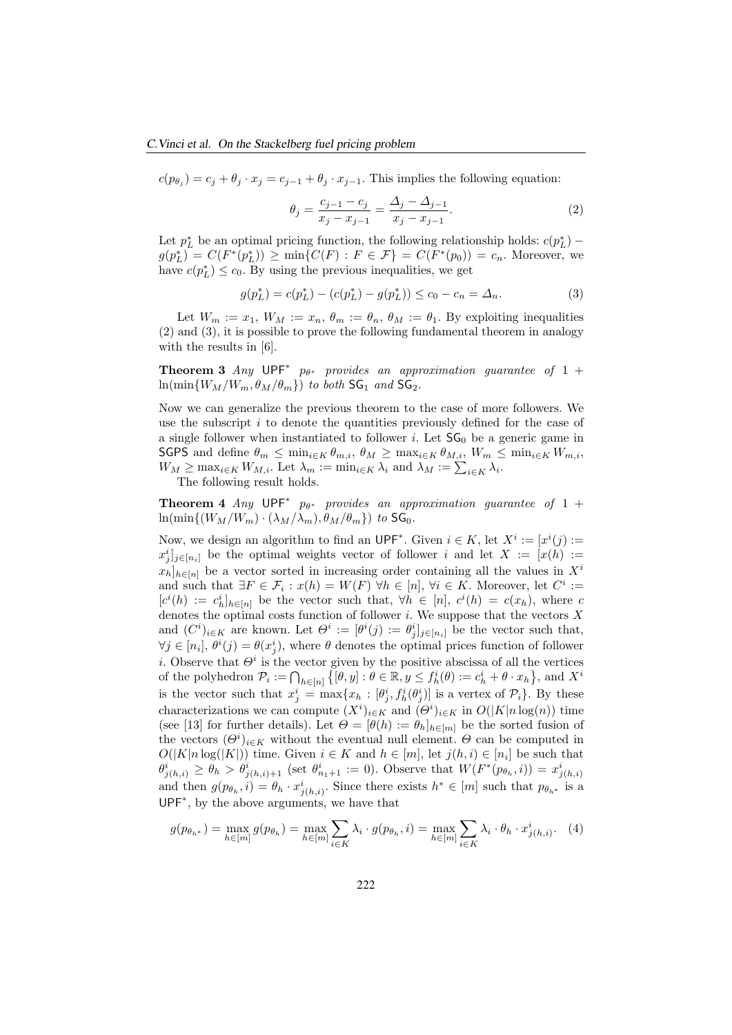$c(p_{\theta_j}) = c_j + \theta_j \cdot x_j = c_{j-1} + \theta_j \cdot x_{j-1}$. This implies the following equation:

$$\theta_j = \frac{c_{j-1} - c_j}{x_j - x_{j-1}} = \frac{\Delta_j - \Delta_{j-1}}{x_j - x_{j-1}}. \tag{2}$$

Let $p_L^*$ be an optimal pricing function, the following relationship holds: $c(p_L^*) - g(p_L^*) = C(F^*(p_L^*)) \geq \min\{C(F) : F \in \mathcal{F}\} = C(F^*(p_0)) = c_n$. Moreover, we have $c(p_L^*) \leq c_0$. By using the previous inequalities, we get

$$g(p_L^*) = c(p_L^*) - (c(p_L^*) - g(p_L^*)) \leq c_0 - c_n = \Delta_n. \tag{3}$$

Let $W_m := x_1$, $W_M := x_n$, $\theta_m := \theta_n$, $\theta_M := \theta_1$. By exploiting inequalities (2) and (3), it is possible to prove the following fundamental theorem in analogy with the results in [6].

**Theorem 3** *Any* $\mathsf{UPF}^*$ $p_{\theta^*}$ *provides an approximation guarantee of* $1 + \ln(\min\{W_M/W_m, \theta_M/\theta_m\})$ *to both* $\mathsf{SG}_1$ *and* $\mathsf{SG}_2$.

Now we can generalize the previous theorem to the case of more followers. We use the subscript $i$ to denote the quantities previously defined for the case of a single follower when instantiated to follower $i$. Let $\mathsf{SG}_0$ be a generic game in $\mathsf{SGPS}$ and define $\theta_m \leq \min_{i \in K} \theta_{m,i}$, $\theta_M \geq \max_{i \in K} \theta_{M,i}$, $W_m \leq \min_{i \in K} W_{m,i}$, $W_M \geq \max_{i \in K} W_{M,i}$. Let $\lambda_m := \min_{i \in K} \lambda_i$ and $\lambda_M := \sum_{i \in K} \lambda_i$.

The following result holds.

**Theorem 4** *Any* $\mathsf{UPF}^*$ $p_{\theta^*}$ *provides an approximation guarantee of* $1 + \ln(\min\{(W_M/W_m) \cdot (\lambda_M/\lambda_m), \theta_M/\theta_m\})$ *to* $\mathsf{SG}_0$.

Now, we design an algorithm to find an $\mathsf{UPF}^*$. Given $i \in K$, let $X^i := [x^i(j) := x^i_j]_{j \in [n_i]}$ be the optimal weights vector of follower $i$ and let $X := [x(h) := x_h]_{h \in [n]}$ be a vector sorted in increasing order containing all the values in $X^i$ and such that $\exists F \in \mathcal{F}_i : x(h) = W(F)$ $\forall h \in [n]$, $\forall i \in K$. Moreover, let $C^i := [c^i(h) := c^i_h]_{h \in [n]}$ be the vector such that, $\forall h \in [n]$, $c^i(h) = c(x_h)$, where $c$ denotes the optimal costs function of follower $i$. We suppose that the vectors $X$ and $(C^i)_{i \in K}$ are known. Let $\Theta^i := [\theta^i(j) := \theta^i_j]_{j \in [n_i]}$ be the vector such that, $\forall j \in [n_i]$, $\theta^i(j) = \theta(x^i_j)$, where $\theta$ denotes the optimal prices function of follower $i$. Observe that $\Theta^i$ is the vector given by the positive abscissa of all the vertices of the polyhedron $\mathcal{P}_i := \bigcap_{h \in [n]} \{[\theta, y] : \theta \in \mathbb{R}, y \leq f^i_h(\theta) := c^i_h + \theta \cdot x_h\}$, and $X^i$ is the vector such that $x^i_j = \max\{x_h : [\theta^i_j, f^i_h(\theta^i_j)]$ is a vertex of $\mathcal{P}_i\}$. By these characterizations we can compute $(X^i)_{i \in K}$ and $(\Theta^i)_{i \in K}$ in $O(|K| n \log(n))$ time (see [13] for further details). Let $\Theta = [\theta(h) := \theta_h]_{h \in [m]}$ be the sorted fusion of the vectors $(\Theta^i)_{i \in K}$ without the eventual null element. $\Theta$ can be computed in $O(|K| n \log(|K|))$ time. Given $i \in K$ and $h \in [m]$, let $j(h,i) \in [n_i]$ be such that $\theta^i_{j(h,i)} \geq \theta_h > \theta^i_{j(h,i)+1}$ (set $\theta^i_{n_1+1} := 0$). Observe that $W(F^*(p_{\theta_h}, i)) = x^i_{j(h,i)}$ and then $g(p_{\theta_h}, i) = \theta_h \cdot x^i_{j(h,i)}$. Since there exists $h^* \in [m]$ such that $p_{\theta_{h^*}}$ is a $\mathsf{UPF}^*$, by the above arguments, we have that

$$g(p_{\theta_{h^*}}) = \max_{h \in [m]} g(p_{\theta_h}) = \max_{h \in [m]} \sum_{i \in K} \lambda_i \cdot g(p_{\theta_h}, i) = \max_{h \in [m]} \sum_{i \in K} \lambda_i \cdot \theta_h \cdot x^i_{j(h,i)}. \tag{4}$$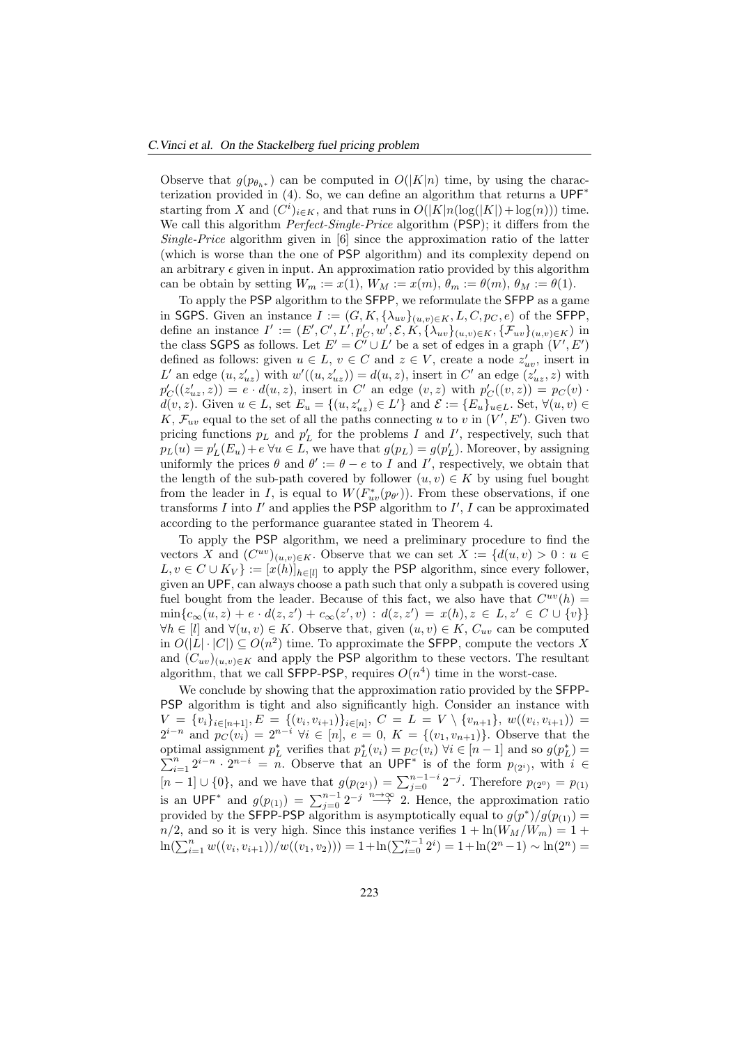Observe that $g(p_{\theta_{h^*}})$ can be computed in $O(|K|n)$ time, by using the characterization provided in (4). So, we can define an algorithm that returns a $\mathsf{UPF}^*$ starting from $X$ and $(C^i)_{i\in K}$, and that runs in $O(|K|n(\log(|K|)+\log(n)))$ time. We call this algorithm *Perfect-Single-Price* algorithm (PSP); it differs from the *Single-Price* algorithm given in [6] since the approximation ratio of the latter (which is worse than the one of PSP algorithm) and its complexity depend on an arbitrary $\epsilon$ given in input. An approximation ratio provided by this algorithm can be obtain by setting $W_m := x(1)$, $W_M := x(m)$, $\theta_m := \theta(m)$, $\theta_M := \theta(1)$.

To apply the PSP algorithm to the SFPP, we reformulate the SFPP as a game in SGPS. Given an instance $I := (G, K, \{\lambda_{uv}\}_{(u,v)\in K}, L, C, p_C, e)$ of the SFPP, define an instance $I' := (E', C', L', p'_C, w', \mathcal{E}, K, \{\lambda_{uv}\}_{(u,v)\in K}, \{\mathcal{F}_{uv}\}_{(u,v)\in K})$ in the class SGPS as follows. Let $E' = C' \cup L'$ be a set of edges in a graph $(V', E')$ defined as follows: given $u \in L$, $v \in C$ and $z \in V$, create a node $z'_{uv}$, insert in $L'$ an edge $(u, z'_{uz})$ with $w'((u, z'_{uz})) = d(u, z)$, insert in $C'$ an edge $(z'_{uz}, z)$ with $p'_C((z'_{uz}, z)) = e \cdot d(u, z)$, insert in $C'$ an edge $(v, z)$ with $p'_C((v, z)) = p_C(v) \cdot d(v, z)$. Given $u \in L$, set $E_u = \{(u, z'_{uz}) \in L'\}$ and $\mathcal{E} := \{E_u\}_{u\in L}$. Set, $\forall (u, v) \in K$, $\mathcal{F}_{uv}$ equal to the set of all the paths connecting $u$ to $v$ in $(V', E')$. Given two pricing functions $p_L$ and $p'_L$ for the problems $I$ and $I'$, respectively, such that $p_L(u) = p'_L(E_u) + e$ $\forall u \in L$, we have that $g(p_L) = g(p'_L)$. Moreover, by assigning uniformly the prices $\theta$ and $\theta' := \theta - e$ to $I$ and $I'$, respectively, we obtain that the length of the sub-path covered by follower $(u, v) \in K$ by using fuel bought from the leader in $I$, is equal to $W(F^*_{uv}(p_{\theta'}))$. From these observations, if one transforms $I$ into $I'$ and applies the PSP algorithm to $I'$, $I$ can be approximated according to the performance guarantee stated in Theorem 4.

To apply the PSP algorithm, we need a preliminary procedure to find the vectors $X$ and $(C^{uv})_{(u,v)\in K}$. Observe that we can set $X := \{d(u, v) > 0 : u \in L, v \in C \cup K_V\} := [x(h)]_{h\in[l]}$ to apply the PSP algorithm, since every follower, given an UPF, can always choose a path such that only a subpath is covered using fuel bought from the leader. Because of this fact, we also have that $C^{uv}(h) = \min\{c_\infty(u, z) + e \cdot d(z, z') + c_\infty(z', v) : d(z, z') = x(h), z \in L, z' \in C \cup \{v\}\}$ $\forall h \in [l]$ and $\forall (u, v) \in K$. Observe that, given $(u, v) \in K$, $C_{uv}$ can be computed in $O(|L| \cdot |C|) \subseteq O(n^2)$ time. To approximate the SFPP, compute the vectors $X$ and $(C_{uv})_{(u,v)\in K}$ and apply the PSP algorithm to these vectors. The resultant algorithm, that we call SFPP-PSP, requires $O(n^4)$ time in the worst-case.

We conclude by showing that the approximation ratio provided by the SFPP-PSP algorithm is tight and also significantly high. Consider an instance with $V = \{v_i\}_{i\in[n+1]}, E = \{(v_i, v_{i+1})\}_{i\in[n]}$, $C = L = V \setminus \{v_{n+1}\}$, $w((v_i, v_{i+1})) = 2^{i-n}$ and $p_C(v_i) = 2^{n-i}$ $\forall i \in [n]$, $e = 0$, $K = \{(v_1, v_{n+1})\}$. Observe that the optimal assignment $p^*_L$ verifies that $p^*_L(v_i) = p_C(v_i)$ $\forall i \in [n-1]$ and so $g(p^*_L) = \sum_{i=1}^n 2^{i-n} \cdot 2^{n-i} = n$. Observe that an $\mathsf{UPF}^*$ is of the form $p_{(2^i)}$, with $i \in [n-1] \cup \{0\}$, and we have that $g(p_{(2^i)}) = \sum_{j=0}^{n-1-i} 2^{-j}$. Therefore $p_{(2^0)} = p_{(1)}$ is an $\mathsf{UPF}^*$ and $g(p_{(1)}) = \sum_{j=0}^{n-1} 2^{-j} \overset{n\to\infty}{\longrightarrow} 2$. Hence, the approximation ratio provided by the SFPP-PSP algorithm is asymptotically equal to $g(p^*)/g(p_{(1)}) = n/2$, and so it is very high. Since this instance verifies $1 + \ln(W_M/W_m) = 1 + \ln(\sum_{i=1}^n w((v_i, v_{i+1}))/w((v_1, v_2))) = 1 + \ln(\sum_{i=0}^{n-1} 2^i) = 1 + \ln(2^n - 1) \sim \ln(2^n) =$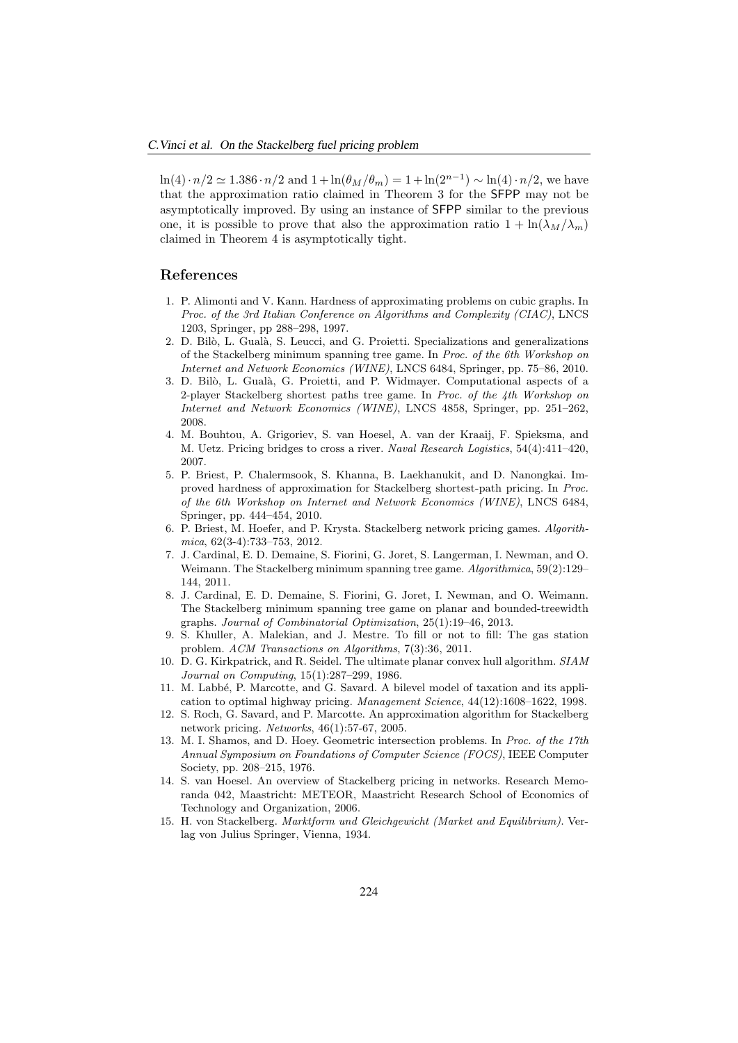$\ln(4) \cdot n/2 \simeq 1.386 \cdot n/2$ and $1 + \ln(\theta_M/\theta_m) = 1 + \ln(2^{n-1}) \sim \ln(4) \cdot n/2$, we have that the approximation ratio claimed in Theorem 3 for the SFPP may not be asymptotically improved. By using an instance of SFPP similar to the previous one, it is possible to prove that also the approximation ratio $1 + \ln(\lambda_M/\lambda_m)$ claimed in Theorem 4 is asymptotically tight.

## References

1. P. Alimonti and V. Kann. Hardness of approximating problems on cubic graphs. In *Proc. of the 3rd Italian Conference on Algorithms and Complexity (CIAC)*, LNCS 1203, Springer, pp 288–298, 1997.
2. D. Bilò, L. Gualà, S. Leucci, and G. Proietti. Specializations and generalizations of the Stackelberg minimum spanning tree game. In *Proc. of the 6th Workshop on Internet and Network Economics (WINE)*, LNCS 6484, Springer, pp. 75–86, 2010.
3. D. Bilò, L. Gualà, G. Proietti, and P. Widmayer. Computational aspects of a 2-player Stackelberg shortest paths tree game. In *Proc. of the 4th Workshop on Internet and Network Economics (WINE)*, LNCS 4858, Springer, pp. 251–262, 2008.
4. M. Bouhtou, A. Grigoriev, S. van Hoesel, A. van der Kraaij, F. Spieksma, and M. Uetz. Pricing bridges to cross a river. *Naval Research Logistics*, 54(4):411–420, 2007.
5. P. Briest, P. Chalermsook, S. Khanna, B. Laekhanukit, and D. Nanongkai. Improved hardness of approximation for Stackelberg shortest-path pricing. In *Proc. of the 6th Workshop on Internet and Network Economics (WINE)*, LNCS 6484, Springer, pp. 444–454, 2010.
6. P. Briest, M. Hoefer, and P. Krysta. Stackelberg network pricing games. *Algorithmica*, 62(3-4):733–753, 2012.
7. J. Cardinal, E. D. Demaine, S. Fiorini, G. Joret, S. Langerman, I. Newman, and O. Weimann. The Stackelberg minimum spanning tree game. *Algorithmica*, 59(2):129–144, 2011.
8. J. Cardinal, E. D. Demaine, S. Fiorini, G. Joret, I. Newman, and O. Weimann. The Stackelberg minimum spanning tree game on planar and bounded-treewidth graphs. *Journal of Combinatorial Optimization*, 25(1):19–46, 2013.
9. S. Khuller, A. Malekian, and J. Mestre. To fill or not to fill: The gas station problem. *ACM Transactions on Algorithms*, 7(3):36, 2011.
10. D. G. Kirkpatrick, and R. Seidel. The ultimate planar convex hull algorithm. *SIAM Journal on Computing*, 15(1):287–299, 1986.
11. M. Labbé, P. Marcotte, and G. Savard. A bilevel model of taxation and its application to optimal highway pricing. *Management Science*, 44(12):1608–1622, 1998.
12. S. Roch, G. Savard, and P. Marcotte. An approximation algorithm for Stackelberg network pricing. *Networks*, 46(1):57-67, 2005.
13. M. I. Shamos, and D. Hoey. Geometric intersection problems. In *Proc. of the 17th Annual Symposium on Foundations of Computer Science (FOCS)*, IEEE Computer Society, pp. 208–215, 1976.
14. S. van Hoesel. An overview of Stackelberg pricing in networks. Research Memoranda 042, Maastricht: METEOR, Maastricht Research School of Economics of Technology and Organization, 2006.
15. H. von Stackelberg. *Marktform und Gleichgewicht (Market and Equilibrium)*. Verlag von Julius Springer, Vienna, 1934.